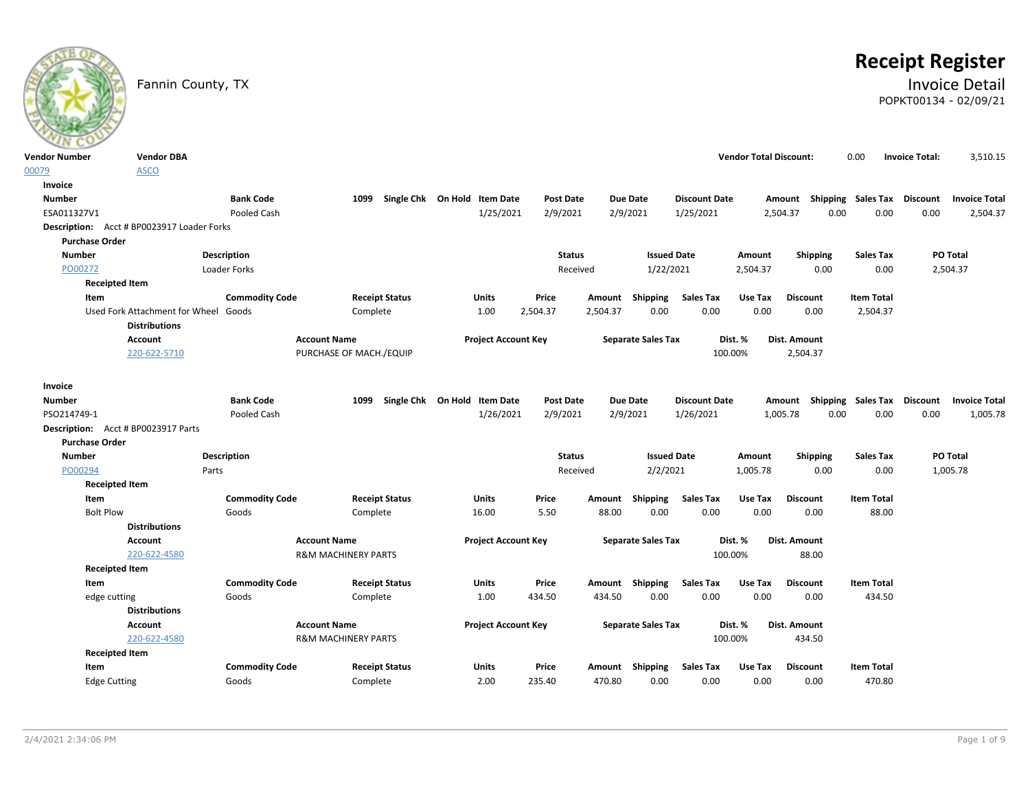# Receipt Register

Fannin County, TX

## Invoice Detail

POPKT00134 - 02/09/21

| Vendor Number | Vendor DBA | Vendor Total Discount: | 0.00 | Invoice Total: | 3,510.15 |
|---|---|---|---|---|---|
| 00079 | ASCO | | | | |

**Invoice**

| Number | Bank Code | 1099 | Single Chk | On Hold | Item Date | Post Date | Due Date | Discount Date | Amount | Shipping | Sales Tax | Discount | Invoice Total |
|---|---|---|---|---|---|---|---|---|---|---|---|---|---|
| ESA011327V1 | Pooled Cash | | | | 1/25/2021 | 2/9/2021 | 2/9/2021 | 1/25/2021 | 2,504.37 | 0.00 | 0.00 | 0.00 | 2,504.37 |

**Description:** Acct # BP0023917 Loader Forks

**Purchase Order**

| Number | Description | Status | Issued Date | Amount | Shipping | Sales Tax | PO Total |
|---|---|---|---|---|---|---|---|
| PO00272 | Loader Forks | Received | 1/22/2021 | 2,504.37 | 0.00 | 0.00 | 2,504.37 |

**Receipted Item**

| Item | Commodity Code | Receipt Status | Units | Price | Amount | Shipping | Sales Tax | Use Tax | Discount | Item Total |
|---|---|---|---|---|---|---|---|---|---|---|
| Used Fork Attachment for Wheel | Goods | Complete | 1.00 | 2,504.37 | 2,504.37 | 0.00 | 0.00 | 0.00 | 0.00 | 2,504.37 |

**Distributions**

| Account | Account Name | Project Account Key | Separate Sales Tax | Dist. % | Dist. Amount |
|---|---|---|---|---|---|
| 220-622-5710 | PURCHASE OF MACH./EQUIP | | | 100.00% | 2,504.37 |

**Invoice**

| Number | Bank Code | 1099 | Single Chk | On Hold | Item Date | Post Date | Due Date | Discount Date | Amount | Shipping | Sales Tax | Discount | Invoice Total |
|---|---|---|---|---|---|---|---|---|---|---|---|---|---|
| PSO214749-1 | Pooled Cash | | | | 1/26/2021 | 2/9/2021 | 2/9/2021 | 1/26/2021 | 1,005.78 | 0.00 | 0.00 | 0.00 | 1,005.78 |

**Description:** Acct # BP0023917 Parts

**Purchase Order**

| Number | Description | Status | Issued Date | Amount | Shipping | Sales Tax | PO Total |
|---|---|---|---|---|---|---|---|
| PO00294 | Parts | Received | 2/2/2021 | 1,005.78 | 0.00 | 0.00 | 1,005.78 |

**Receipted Item**

| Item | Commodity Code | Receipt Status | Units | Price | Amount | Shipping | Sales Tax | Use Tax | Discount | Item Total |
|---|---|---|---|---|---|---|---|---|---|---|
| Bolt Plow | Goods | Complete | 16.00 | 5.50 | 88.00 | 0.00 | 0.00 | 0.00 | 0.00 | 88.00 |

**Distributions**

| Account | Account Name | Project Account Key | Separate Sales Tax | Dist. % | Dist. Amount |
|---|---|---|---|---|---|
| 220-622-4580 | R&M MACHINERY PARTS | | | 100.00% | 88.00 |

**Receipted Item**

| Item | Commodity Code | Receipt Status | Units | Price | Amount | Shipping | Sales Tax | Use Tax | Discount | Item Total |
|---|---|---|---|---|---|---|---|---|---|---|
| edge cutting | Goods | Complete | 1.00 | 434.50 | 434.50 | 0.00 | 0.00 | 0.00 | 0.00 | 434.50 |

**Distributions**

| Account | Account Name | Project Account Key | Separate Sales Tax | Dist. % | Dist. Amount |
|---|---|---|---|---|---|
| 220-622-4580 | R&M MACHINERY PARTS | | | 100.00% | 434.50 |

**Receipted Item**

| Item | Commodity Code | Receipt Status | Units | Price | Amount | Shipping | Sales Tax | Use Tax | Discount | Item Total |
|---|---|---|---|---|---|---|---|---|---|---|
| Edge Cutting | Goods | Complete | 2.00 | 235.40 | 470.80 | 0.00 | 0.00 | 0.00 | 0.00 | 470.80 |

2/4/2021 2:34:06 PM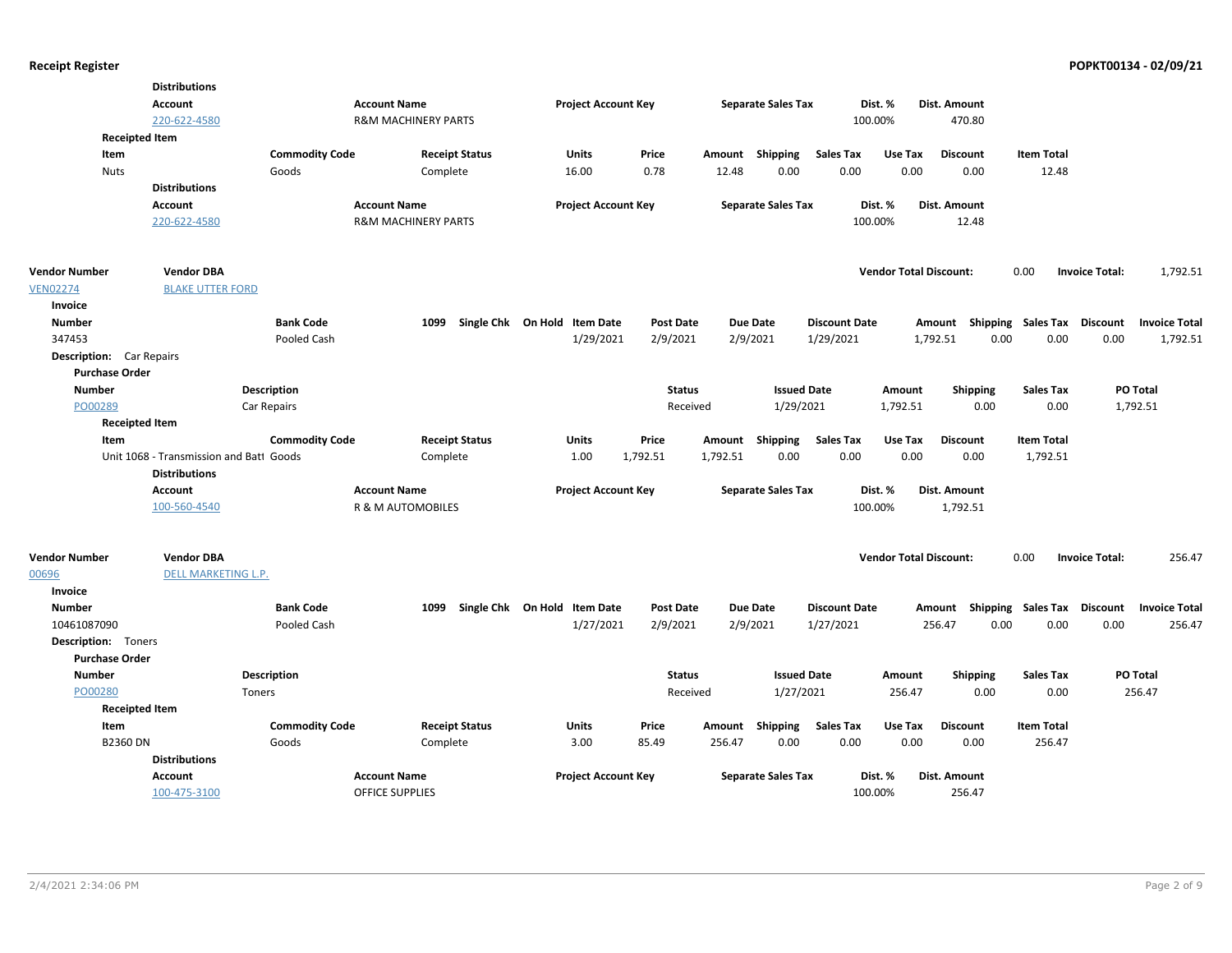**Distributions**

| Account | Account Name | Project Account Key | Separate Sales Tax | Dist. % | Dist. Amount |
|---|---|---|---|---|---|
| 220-622-4580 | R&M MACHINERY PARTS | | | 100.00% | 470.80 |

**Receipted Item**

| Item | Commodity Code | Receipt Status | Units | Price | Amount | Shipping | Sales Tax | Use Tax | Discount | Item Total |
|---|---|---|---|---|---|---|---|---|---|---|
| Nuts | Goods | Complete | 16.00 | 0.78 | 12.48 | 0.00 | 0.00 | 0.00 | 0.00 | 12.48 |

**Distributions**

| Account | Account Name | Project Account Key | Separate Sales Tax | Dist. % | Dist. Amount |
|---|---|---|---|---|---|
| 220-622-4580 | R&M MACHINERY PARTS | | | 100.00% | 12.48 |

**Vendor Number** VEN02274 — **Vendor DBA** BLAKE UTTER FORD

**Vendor Total Discount:** 0.00 **Invoice Total:** 1,792.51

**Invoice**

| Number | Bank Code | 1099 | Single Chk | On Hold | Item Date | Post Date | Due Date | Discount Date | Amount | Shipping | Sales Tax | Discount | Invoice Total |
|---|---|---|---|---|---|---|---|---|---|---|---|---|---|
| 347453 | Pooled Cash | | | | 1/29/2021 | 2/9/2021 | 2/9/2021 | 1/29/2021 | 1,792.51 | 0.00 | 0.00 | 0.00 | 1,792.51 |

**Description:** Car Repairs

**Purchase Order**

| Number | Description | Status | Issued Date | Amount | Shipping | Sales Tax | PO Total |
|---|---|---|---|---|---|---|---|
| PO00289 | Car Repairs | Received | 1/29/2021 | 1,792.51 | 0.00 | 0.00 | 1,792.51 |

**Receipted Item**

| Item | Commodity Code | Receipt Status | Units | Price | Amount | Shipping | Sales Tax | Use Tax | Discount | Item Total |
|---|---|---|---|---|---|---|---|---|---|---|
| Unit 1068 - Transmission and Batt | Goods | Complete | 1.00 | 1,792.51 | 1,792.51 | 0.00 | 0.00 | 0.00 | 0.00 | 1,792.51 |

**Distributions**

| Account | Account Name | Project Account Key | Separate Sales Tax | Dist. % | Dist. Amount |
|---|---|---|---|---|---|
| 100-560-4540 | R & M AUTOMOBILES | | | 100.00% | 1,792.51 |

**Vendor Number** 00696 — **Vendor DBA** DELL MARKETING L.P.

**Vendor Total Discount:** 0.00 **Invoice Total:** 256.47

**Invoice**

| Number | Bank Code | 1099 | Single Chk | On Hold | Item Date | Post Date | Due Date | Discount Date | Amount | Shipping | Sales Tax | Discount | Invoice Total |
|---|---|---|---|---|---|---|---|---|---|---|---|---|---|
| 10461087090 | Pooled Cash | | | | 1/27/2021 | 2/9/2021 | 2/9/2021 | 1/27/2021 | 256.47 | 0.00 | 0.00 | 0.00 | 256.47 |

**Description:** Toners

**Purchase Order**

| Number | Description | Status | Issued Date | Amount | Shipping | Sales Tax | PO Total |
|---|---|---|---|---|---|---|---|
| PO00280 | Toners | Received | 1/27/2021 | 256.47 | 0.00 | 0.00 | 256.47 |

**Receipted Item**

| Item | Commodity Code | Receipt Status | Units | Price | Amount | Shipping | Sales Tax | Use Tax | Discount | Item Total |
|---|---|---|---|---|---|---|---|---|---|---|
| B2360 DN | Goods | Complete | 3.00 | 85.49 | 256.47 | 0.00 | 0.00 | 0.00 | 0.00 | 256.47 |

**Distributions**

| Account | Account Name | Project Account Key | Separate Sales Tax | Dist. % | Dist. Amount |
|---|---|---|---|---|---|
| 100-475-3100 | OFFICE SUPPLIES | | | 100.00% | 256.47 |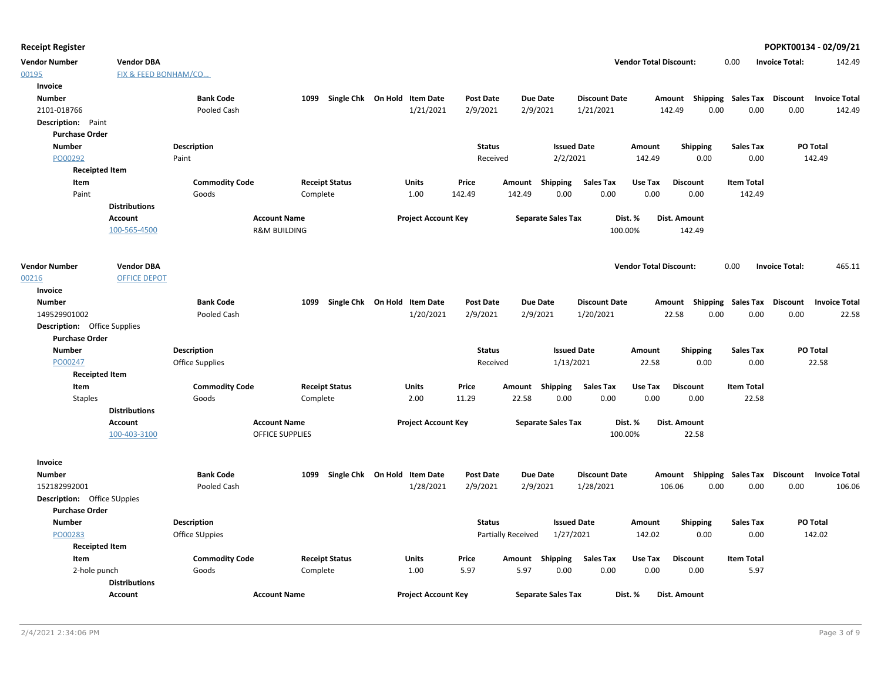**Receipt Register** **POPKT00134 - 02/09/21**

| Vendor Number | Vendor DBA | Vendor Total Discount: | 0.00 | Invoice Total: | 142.49 |
|---|---|---|---|---|---|
| 00195 | FIX & FEED BONHAM/CO... | | | | |

**Invoice**

| Number | Bank Code | 1099 | Single Chk | On Hold | Item Date | Post Date | Due Date | Discount Date | Amount | Shipping | Sales Tax | Discount | Invoice Total |
|---|---|---|---|---|---|---|---|---|---|---|---|---|---|
| 2101-018766 | Pooled Cash | | | | 1/21/2021 | 2/9/2021 | 2/9/2021 | 1/21/2021 | 142.49 | 0.00 | 0.00 | 0.00 | 142.49 |

**Description:** Paint

**Purchase Order**

| Number | Description | Status | Issued Date | Amount | Shipping | Sales Tax | PO Total |
|---|---|---|---|---|---|---|---|
| PO00292 | Paint | Received | 2/2/2021 | 142.49 | 0.00 | 0.00 | 142.49 |

**Receipted Item**

| Item | Commodity Code | Receipt Status | Units | Price | Amount | Shipping | Sales Tax | Use Tax | Discount | Item Total |
|---|---|---|---|---|---|---|---|---|---|---|
| Paint | Goods | Complete | 1.00 | 142.49 | 142.49 | 0.00 | 0.00 | 0.00 | 0.00 | 142.49 |

**Distributions**

| Account | Account Name | Project Account Key | Separate Sales Tax | Dist. % | Dist. Amount |
|---|---|---|---|---|---|
| 100-565-4500 | R&M BUILDING | | | 100.00% | 142.49 |

| Vendor Number | Vendor DBA | Vendor Total Discount: | 0.00 | Invoice Total: | 465.11 |
|---|---|---|---|---|---|
| 00216 | OFFICE DEPOT | | | | |

**Invoice**

| Number | Bank Code | 1099 | Single Chk | On Hold | Item Date | Post Date | Due Date | Discount Date | Amount | Shipping | Sales Tax | Discount | Invoice Total |
|---|---|---|---|---|---|---|---|---|---|---|---|---|---|
| 149529901002 | Pooled Cash | | | | 1/20/2021 | 2/9/2021 | 2/9/2021 | 1/20/2021 | 22.58 | 0.00 | 0.00 | 0.00 | 22.58 |

**Description:** Office Supplies

**Purchase Order**

| Number | Description | Status | Issued Date | Amount | Shipping | Sales Tax | PO Total |
|---|---|---|---|---|---|---|---|
| PO00247 | Office Supplies | Received | 1/13/2021 | 22.58 | 0.00 | 0.00 | 22.58 |

**Receipted Item**

| Item | Commodity Code | Receipt Status | Units | Price | Amount | Shipping | Sales Tax | Use Tax | Discount | Item Total |
|---|---|---|---|---|---|---|---|---|---|---|
| Staples | Goods | Complete | 2.00 | 11.29 | 22.58 | 0.00 | 0.00 | 0.00 | 0.00 | 22.58 |

**Distributions**

| Account | Account Name | Project Account Key | Separate Sales Tax | Dist. % | Dist. Amount |
|---|---|---|---|---|---|
| 100-403-3100 | OFFICE SUPPLIES | | | 100.00% | 22.58 |

**Invoice**

| Number | Bank Code | 1099 | Single Chk | On Hold | Item Date | Post Date | Due Date | Discount Date | Amount | Shipping | Sales Tax | Discount | Invoice Total |
|---|---|---|---|---|---|---|---|---|---|---|---|---|---|
| 152182992001 | Pooled Cash | | | | 1/28/2021 | 2/9/2021 | 2/9/2021 | 1/28/2021 | 106.06 | 0.00 | 0.00 | 0.00 | 106.06 |

**Description:** Office SUppies

**Purchase Order**

| Number | Description | Status | Issued Date | Amount | Shipping | Sales Tax | PO Total |
|---|---|---|---|---|---|---|---|
| PO00283 | Office SUppies | Partially Received | 1/27/2021 | 142.02 | 0.00 | 0.00 | 142.02 |

**Receipted Item**

| Item | Commodity Code | Receipt Status | Units | Price | Amount | Shipping | Sales Tax | Use Tax | Discount | Item Total |
|---|---|---|---|---|---|---|---|---|---|---|
| 2-hole punch | Goods | Complete | 1.00 | 5.97 | 5.97 | 0.00 | 0.00 | 0.00 | 0.00 | 5.97 |

**Distributions**

| Account | Account Name | Project Account Key | Separate Sales Tax | Dist. % | Dist. Amount |
|---|---|---|---|---|---|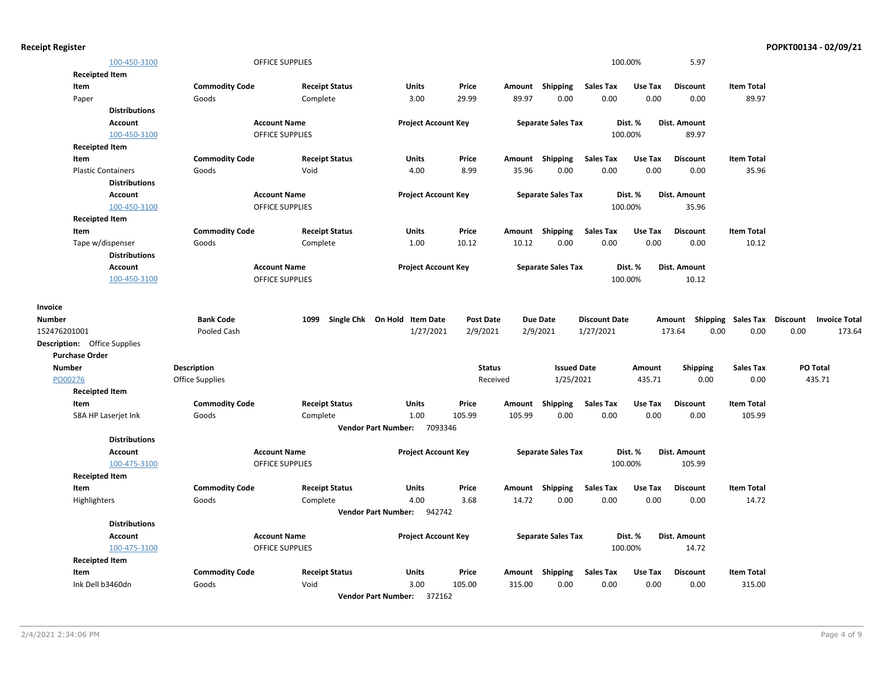| Account | Account Name | Project Account Key | Separate Sales Tax | Dist. % | Dist. Amount |
|---|---|---|---|---|---|
| 100-450-3100 | OFFICE SUPPLIES | | | 100.00% | 5.97 |

**Receipted Item**

| Item | Commodity Code | Receipt Status | Units | Price | Amount | Shipping | Sales Tax | Use Tax | Discount | Item Total |
|---|---|---|---|---|---|---|---|---|---|---|
| Paper | Goods | Complete | 3.00 | 29.99 | 89.97 | 0.00 | 0.00 | 0.00 | 0.00 | 89.97 |

**Distributions**

| Account | Account Name | Project Account Key | Separate Sales Tax | Dist. % | Dist. Amount |
|---|---|---|---|---|---|
| 100-450-3100 | OFFICE SUPPLIES | | | 100.00% | 89.97 |

**Receipted Item**

| Item | Commodity Code | Receipt Status | Units | Price | Amount | Shipping | Sales Tax | Use Tax | Discount | Item Total |
|---|---|---|---|---|---|---|---|---|---|---|
| Plastic Containers | Goods | Void | 4.00 | 8.99 | 35.96 | 0.00 | 0.00 | 0.00 | 0.00 | 35.96 |

**Distributions**

| Account | Account Name | Project Account Key | Separate Sales Tax | Dist. % | Dist. Amount |
|---|---|---|---|---|---|
| 100-450-3100 | OFFICE SUPPLIES | | | 100.00% | 35.96 |

**Receipted Item**

| Item | Commodity Code | Receipt Status | Units | Price | Amount | Shipping | Sales Tax | Use Tax | Discount | Item Total |
|---|---|---|---|---|---|---|---|---|---|---|
| Tape w/dispenser | Goods | Complete | 1.00 | 10.12 | 10.12 | 0.00 | 0.00 | 0.00 | 0.00 | 10.12 |

**Distributions**

| Account | Account Name | Project Account Key | Separate Sales Tax | Dist. % | Dist. Amount |
|---|---|---|---|---|---|
| 100-450-3100 | OFFICE SUPPLIES | | | 100.00% | 10.12 |

**Invoice**

| Number | Bank Code | 1099 | Single Chk | On Hold | Item Date | Post Date | Due Date | Discount Date | Amount | Shipping | Sales Tax | Discount | Invoice Total |
|---|---|---|---|---|---|---|---|---|---|---|---|---|---|
| 152476201001 | Pooled Cash | | | | 1/27/2021 | 2/9/2021 | 2/9/2021 | 1/27/2021 | 173.64 | 0.00 | 0.00 | 0.00 | 173.64 |

**Description:** Office Supplies

**Purchase Order**

| Number | Description | Status | Issued Date | Amount | Shipping | Sales Tax | PO Total |
|---|---|---|---|---|---|---|---|
| PO00276 | Office Supplies | Received | 1/25/2021 | 435.71 | 0.00 | 0.00 | 435.71 |

**Receipted Item**

| Item | Commodity Code | Receipt Status | Units | Price | Amount | Shipping | Sales Tax | Use Tax | Discount | Item Total |
|---|---|---|---|---|---|---|---|---|---|---|
| 58A HP Laserjet Ink | Goods | Complete | 1.00 | 105.99 | 105.99 | 0.00 | 0.00 | 0.00 | 0.00 | 105.99 |

**Vendor Part Number:** 7093346

**Distributions**

| Account | Account Name | Project Account Key | Separate Sales Tax | Dist. % | Dist. Amount |
|---|---|---|---|---|---|
| 100-475-3100 | OFFICE SUPPLIES | | | 100.00% | 105.99 |

**Receipted Item**

| Item | Commodity Code | Receipt Status | Units | Price | Amount | Shipping | Sales Tax | Use Tax | Discount | Item Total |
|---|---|---|---|---|---|---|---|---|---|---|
| Highlighters | Goods | Complete | 4.00 | 3.68 | 14.72 | 0.00 | 0.00 | 0.00 | 0.00 | 14.72 |

**Vendor Part Number:** 942742

**Distributions**

| Account | Account Name | Project Account Key | Separate Sales Tax | Dist. % | Dist. Amount |
|---|---|---|---|---|---|
| 100-475-3100 | OFFICE SUPPLIES | | | 100.00% | 14.72 |

**Receipted Item**

| Item | Commodity Code | Receipt Status | Units | Price | Amount | Shipping | Sales Tax | Use Tax | Discount | Item Total |
|---|---|---|---|---|---|---|---|---|---|---|
| Ink Dell b3460dn | Goods | Void | 3.00 | 105.00 | 315.00 | 0.00 | 0.00 | 0.00 | 0.00 | 315.00 |

**Vendor Part Number:** 372162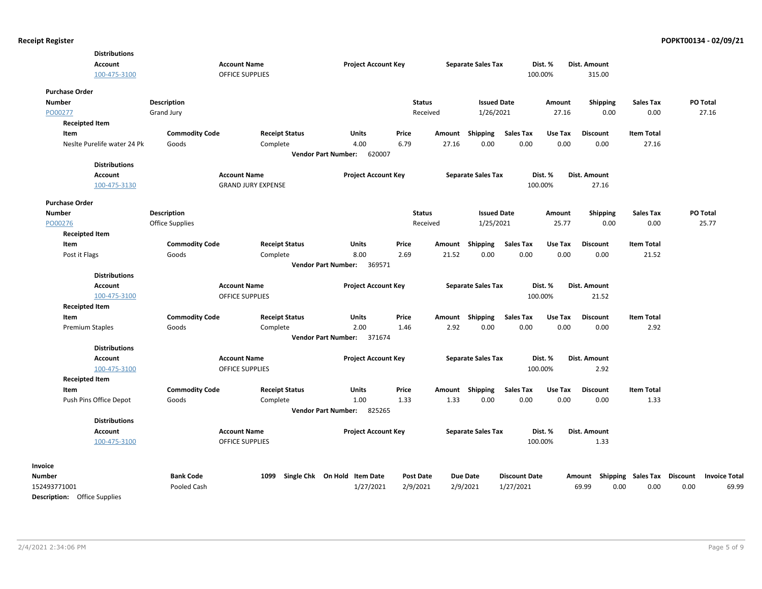**Distributions**

| Account | Account Name | Project Account Key | Separate Sales Tax | Dist. % | Dist. Amount |
|---|---|---|---|---|---|
| 100-475-3100 | OFFICE SUPPLIES | | | 100.00% | 315.00 |

**Purchase Order**

| Number | Description | Status | Issued Date | Amount | Shipping | Sales Tax | PO Total |
|---|---|---|---|---|---|---|---|
| PO00277 | Grand Jury | Received | 1/26/2021 | 27.16 | 0.00 | 0.00 | 27.16 |

**Receipted Item**

| Item | Commodity Code | Receipt Status | Units | Price | Amount | Shipping | Sales Tax | Use Tax | Discount | Item Total |
|---|---|---|---|---|---|---|---|---|---|---|
| Neslte Purelife water 24 Pk | Goods | Complete | 4.00 | 6.79 | 27.16 | 0.00 | 0.00 | 0.00 | 0.00 | 27.16 |

**Vendor Part Number:** 620007

**Distributions**

| Account | Account Name | Project Account Key | Separate Sales Tax | Dist. % | Dist. Amount |
|---|---|---|---|---|---|
| 100-475-3130 | GRAND JURY EXPENSE | | | 100.00% | 27.16 |

**Purchase Order**

| Number | Description | Status | Issued Date | Amount | Shipping | Sales Tax | PO Total |
|---|---|---|---|---|---|---|---|
| PO00276 | Office Supplies | Received | 1/25/2021 | 25.77 | 0.00 | 0.00 | 25.77 |

**Receipted Item**

| Item | Commodity Code | Receipt Status | Units | Price | Amount | Shipping | Sales Tax | Use Tax | Discount | Item Total |
|---|---|---|---|---|---|---|---|---|---|---|
| Post it Flags | Goods | Complete | 8.00 | 2.69 | 21.52 | 0.00 | 0.00 | 0.00 | 0.00 | 21.52 |

**Vendor Part Number:** 369571

**Distributions**

| Account | Account Name | Project Account Key | Separate Sales Tax | Dist. % | Dist. Amount |
|---|---|---|---|---|---|
| 100-475-3100 | OFFICE SUPPLIES | | | 100.00% | 21.52 |

**Receipted Item**

| Item | Commodity Code | Receipt Status | Units | Price | Amount | Shipping | Sales Tax | Use Tax | Discount | Item Total |
|---|---|---|---|---|---|---|---|---|---|---|
| Premium Staples | Goods | Complete | 2.00 | 1.46 | 2.92 | 0.00 | 0.00 | 0.00 | 0.00 | 2.92 |

**Vendor Part Number:** 371674

**Distributions**

| Account | Account Name | Project Account Key | Separate Sales Tax | Dist. % | Dist. Amount |
|---|---|---|---|---|---|
| 100-475-3100 | OFFICE SUPPLIES | | | 100.00% | 2.92 |

**Receipted Item**

| Item | Commodity Code | Receipt Status | Units | Price | Amount | Shipping | Sales Tax | Use Tax | Discount | Item Total |
|---|---|---|---|---|---|---|---|---|---|---|
| Push Pins Office Depot | Goods | Complete | 1.00 | 1.33 | 1.33 | 0.00 | 0.00 | 0.00 | 0.00 | 1.33 |

**Vendor Part Number:** 825265

**Distributions**

| Account | Account Name | Project Account Key | Separate Sales Tax | Dist. % | Dist. Amount |
|---|---|---|---|---|---|
| 100-475-3100 | OFFICE SUPPLIES | | | 100.00% | 1.33 |

**Invoice**

| Number | Bank Code | 1099 | Single Chk | On Hold | Item Date | Post Date | Due Date | Discount Date | Amount | Shipping | Sales Tax | Discount | Invoice Total |
|---|---|---|---|---|---|---|---|---|---|---|---|---|---|
| 152493771001 | Pooled Cash | | | | 1/27/2021 | 2/9/2021 | 2/9/2021 | 1/27/2021 | 69.99 | 0.00 | 0.00 | 0.00 | 69.99 |

**Description:** Office Supplies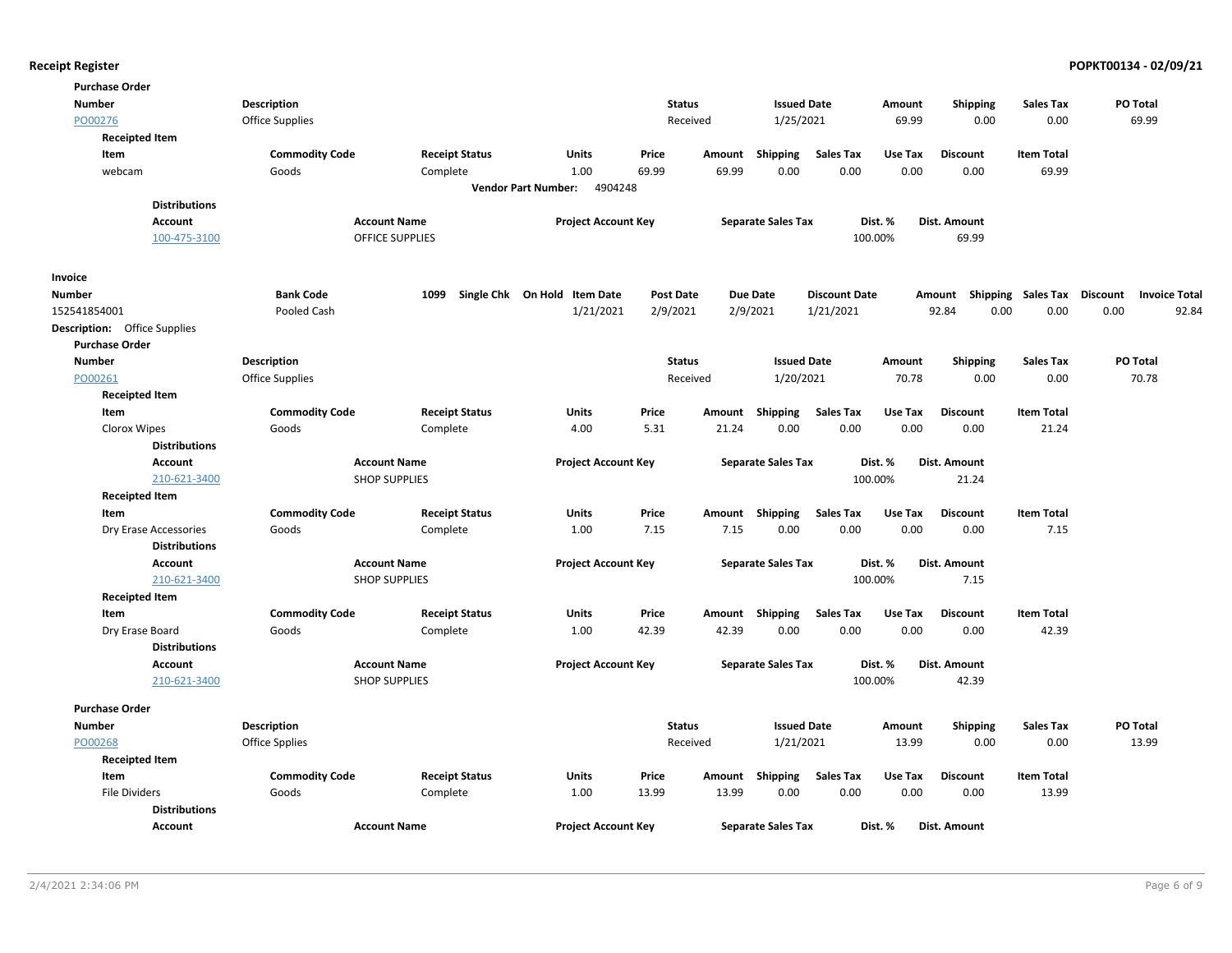**Receipt Register**

**Purchase Order**

| Number | Description | Status | Issued Date | Amount | Shipping | Sales Tax | PO Total |
|---|---|---|---|---|---|---|---|
| PO00276 | Office Supplies | Received | 1/25/2021 | 69.99 | 0.00 | 0.00 | 69.99 |

**Receipted Item**

| Item | Commodity Code | Receipt Status | Units | Price | Amount | Shipping | Sales Tax | Use Tax | Discount | Item Total |
|---|---|---|---|---|---|---|---|---|---|---|
| webcam | Goods | Complete | 1.00 | 69.99 | 69.99 | 0.00 | 0.00 | 0.00 | 0.00 | 69.99 |

**Vendor Part Number:** 4904248

**Distributions**

| Account | Account Name | Project Account Key | Separate Sales Tax | Dist. % | Dist. Amount |
|---|---|---|---|---|---|
| 100-475-3100 | OFFICE SUPPLIES | | | 100.00% | 69.99 |

**Invoice**

| Number | Bank Code | 1099 | Single Chk | On Hold | Item Date | Post Date | Due Date | Discount Date | Amount | Shipping | Sales Tax | Discount | Invoice Total |
|---|---|---|---|---|---|---|---|---|---|---|---|---|---|
| 152541854001 | Pooled Cash | | | | 1/21/2021 | 2/9/2021 | 2/9/2021 | 1/21/2021 | 92.84 | 0.00 | 0.00 | 0.00 | 92.84 |

**Description:** Office Supplies

**Purchase Order**

| Number | Description | Status | Issued Date | Amount | Shipping | Sales Tax | PO Total |
|---|---|---|---|---|---|---|---|
| PO00261 | Office Supplies | Received | 1/20/2021 | 70.78 | 0.00 | 0.00 | 70.78 |

**Receipted Item**

| Item | Commodity Code | Receipt Status | Units | Price | Amount | Shipping | Sales Tax | Use Tax | Discount | Item Total |
|---|---|---|---|---|---|---|---|---|---|---|
| Clorox Wipes | Goods | Complete | 4.00 | 5.31 | 21.24 | 0.00 | 0.00 | 0.00 | 0.00 | 21.24 |

**Distributions**

| Account | Account Name | Project Account Key | Separate Sales Tax | Dist. % | Dist. Amount |
|---|---|---|---|---|---|
| 210-621-3400 | SHOP SUPPLIES | | | 100.00% | 21.24 |

**Receipted Item**

| Item | Commodity Code | Receipt Status | Units | Price | Amount | Shipping | Sales Tax | Use Tax | Discount | Item Total |
|---|---|---|---|---|---|---|---|---|---|---|
| Dry Erase Accessories | Goods | Complete | 1.00 | 7.15 | 7.15 | 0.00 | 0.00 | 0.00 | 0.00 | 7.15 |

**Distributions**

| Account | Account Name | Project Account Key | Separate Sales Tax | Dist. % | Dist. Amount |
|---|---|---|---|---|---|
| 210-621-3400 | SHOP SUPPLIES | | | 100.00% | 7.15 |

**Receipted Item**

| Item | Commodity Code | Receipt Status | Units | Price | Amount | Shipping | Sales Tax | Use Tax | Discount | Item Total |
|---|---|---|---|---|---|---|---|---|---|---|
| Dry Erase Board | Goods | Complete | 1.00 | 42.39 | 42.39 | 0.00 | 0.00 | 0.00 | 0.00 | 42.39 |

**Distributions**

| Account | Account Name | Project Account Key | Separate Sales Tax | Dist. % | Dist. Amount |
|---|---|---|---|---|---|
| 210-621-3400 | SHOP SUPPLIES | | | 100.00% | 42.39 |

**Purchase Order**

| Number | Description | Status | Issued Date | Amount | Shipping | Sales Tax | PO Total |
|---|---|---|---|---|---|---|---|
| PO00268 | Office Spplies | Received | 1/21/2021 | 13.99 | 0.00 | 0.00 | 13.99 |

**Receipted Item**

| Item | Commodity Code | Receipt Status | Units | Price | Amount | Shipping | Sales Tax | Use Tax | Discount | Item Total |
|---|---|---|---|---|---|---|---|---|---|---|
| File Dividers | Goods | Complete | 1.00 | 13.99 | 13.99 | 0.00 | 0.00 | 0.00 | 0.00 | 13.99 |

**Distributions**

| Account | Account Name | Project Account Key | Separate Sales Tax | Dist. % | Dist. Amount |
|---|---|---|---|---|---|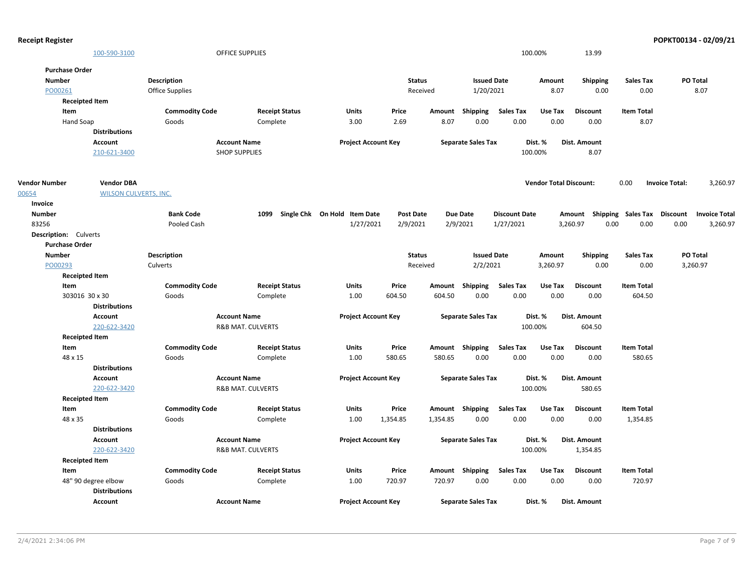| | | | |
|---|---|---|---|
| 100-590-3100 | OFFICE SUPPLIES | 100.00% | 13.99 |

**Purchase Order**

| Number | Description | Status | Issued Date | Amount | Shipping | Sales Tax | PO Total |
|---|---|---|---|---|---|---|---|
| PO00261 | Office Supplies | Received | 1/20/2021 | 8.07 | 0.00 | 0.00 | 8.07 |

**Receipted Item**

| Item | Commodity Code | Receipt Status | Units | Price | Amount | Shipping | Sales Tax | Use Tax | Discount | Item Total |
|---|---|---|---|---|---|---|---|---|---|---|
| Hand Soap | Goods | Complete | 3.00 | 2.69 | 8.07 | 0.00 | 0.00 | 0.00 | 0.00 | 8.07 |

**Distributions**

| Account | Account Name | Project Account Key | Separate Sales Tax | Dist. % | Dist. Amount |
|---|---|---|---|---|---|
| 210-621-3400 | SHOP SUPPLIES | | | 100.00% | 8.07 |

| Vendor Number | Vendor DBA | Vendor Total Discount: | 0.00 | Invoice Total: | 3,260.97 |
|---|---|---|---|---|---|
| 00654 | WILSON CULVERTS, INC. | | | | |

**Invoice**

| Number | Bank Code | 1099 | Single Chk | On Hold | Item Date | Post Date | Due Date | Discount Date | Amount | Shipping | Sales Tax | Discount | Invoice Total |
|---|---|---|---|---|---|---|---|---|---|---|---|---|---|
| 83256 | Pooled Cash | | | | 1/27/2021 | 2/9/2021 | 2/9/2021 | 1/27/2021 | 3,260.97 | 0.00 | 0.00 | 0.00 | 3,260.97 |

**Description:** Culverts

**Purchase Order**

| Number | Description | Status | Issued Date | Amount | Shipping | Sales Tax | PO Total |
|---|---|---|---|---|---|---|---|
| PO00293 | Culverts | Received | 2/2/2021 | 3,260.97 | 0.00 | 0.00 | 3,260.97 |

**Receipted Item**

| Item | Commodity Code | Receipt Status | Units | Price | Amount | Shipping | Sales Tax | Use Tax | Discount | Item Total |
|---|---|---|---|---|---|---|---|---|---|---|
| 303016 30 x 30 | Goods | Complete | 1.00 | 604.50 | 604.50 | 0.00 | 0.00 | 0.00 | 0.00 | 604.50 |

**Distributions**

| Account | Account Name | Project Account Key | Separate Sales Tax | Dist. % | Dist. Amount |
|---|---|---|---|---|---|
| 220-622-3420 | R&B MAT. CULVERTS | | | 100.00% | 604.50 |

**Receipted Item**

| Item | Commodity Code | Receipt Status | Units | Price | Amount | Shipping | Sales Tax | Use Tax | Discount | Item Total |
|---|---|---|---|---|---|---|---|---|---|---|
| 48 x 15 | Goods | Complete | 1.00 | 580.65 | 580.65 | 0.00 | 0.00 | 0.00 | 0.00 | 580.65 |

**Distributions**

| Account | Account Name | Project Account Key | Separate Sales Tax | Dist. % | Dist. Amount |
|---|---|---|---|---|---|
| 220-622-3420 | R&B MAT. CULVERTS | | | 100.00% | 580.65 |

**Receipted Item**

| Item | Commodity Code | Receipt Status | Units | Price | Amount | Shipping | Sales Tax | Use Tax | Discount | Item Total |
|---|---|---|---|---|---|---|---|---|---|---|
| 48 x 35 | Goods | Complete | 1.00 | 1,354.85 | 1,354.85 | 0.00 | 0.00 | 0.00 | 0.00 | 1,354.85 |

**Distributions**

| Account | Account Name | Project Account Key | Separate Sales Tax | Dist. % | Dist. Amount |
|---|---|---|---|---|---|
| 220-622-3420 | R&B MAT. CULVERTS | | | 100.00% | 1,354.85 |

**Receipted Item**

| Item | Commodity Code | Receipt Status | Units | Price | Amount | Shipping | Sales Tax | Use Tax | Discount | Item Total |
|---|---|---|---|---|---|---|---|---|---|---|
| 48" 90 degree elbow | Goods | Complete | 1.00 | 720.97 | 720.97 | 0.00 | 0.00 | 0.00 | 0.00 | 720.97 |

**Distributions**

| Account | Account Name | Project Account Key | Separate Sales Tax | Dist. % | Dist. Amount |
|---|---|---|---|---|---|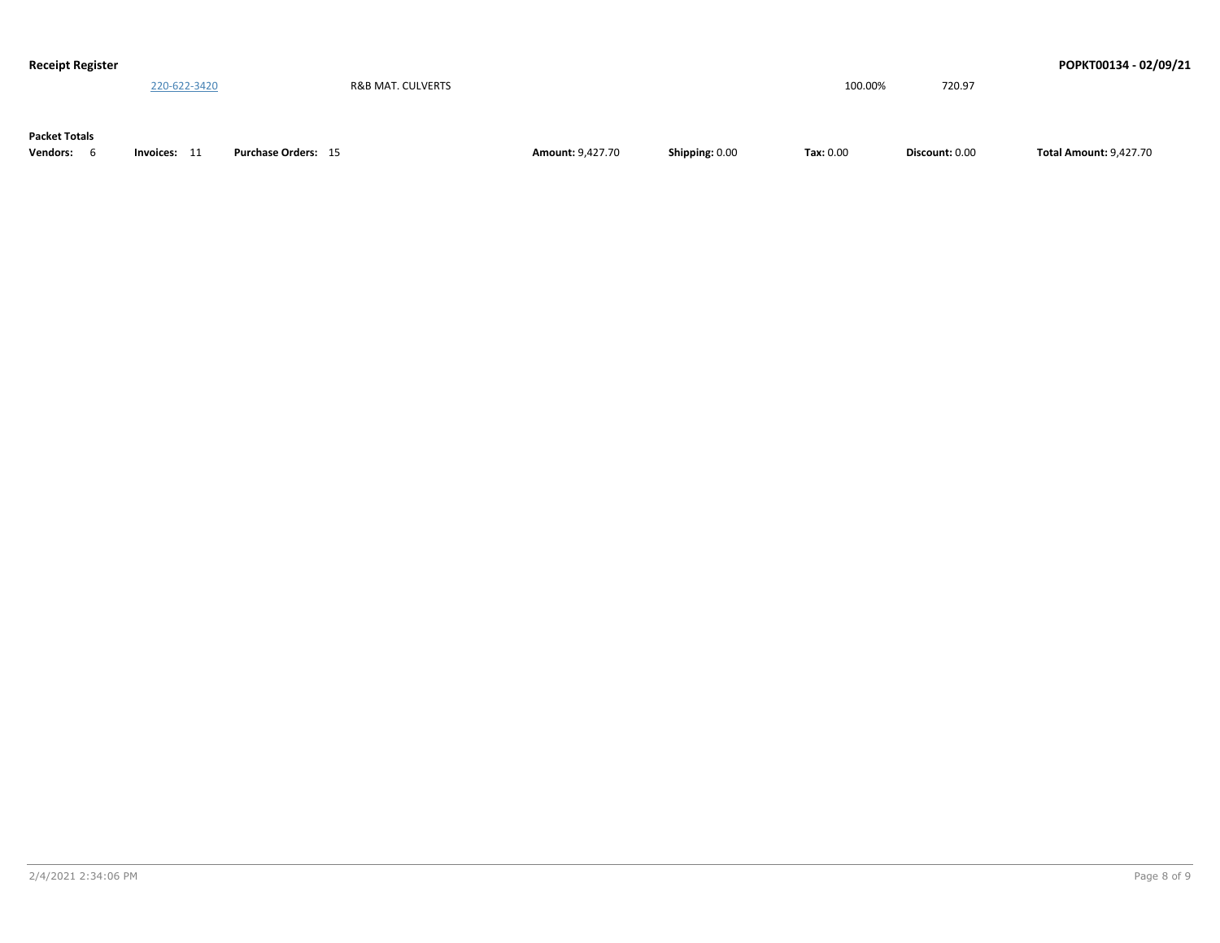| | | | | |
|---|---|---|---|---|
| 220-622-3420 | R&B MAT. CULVERTS | 100.00% | 720.97 | |

**Packet Totals**

| Vendors: | Invoices: | Purchase Orders: | Amount: | Shipping: | Tax: | Discount: | Total Amount: |
|---|---|---|---|---|---|---|---|
| 6 | 11 | 15 | 9,427.70 | 0.00 | 0.00 | 0.00 | 9,427.70 |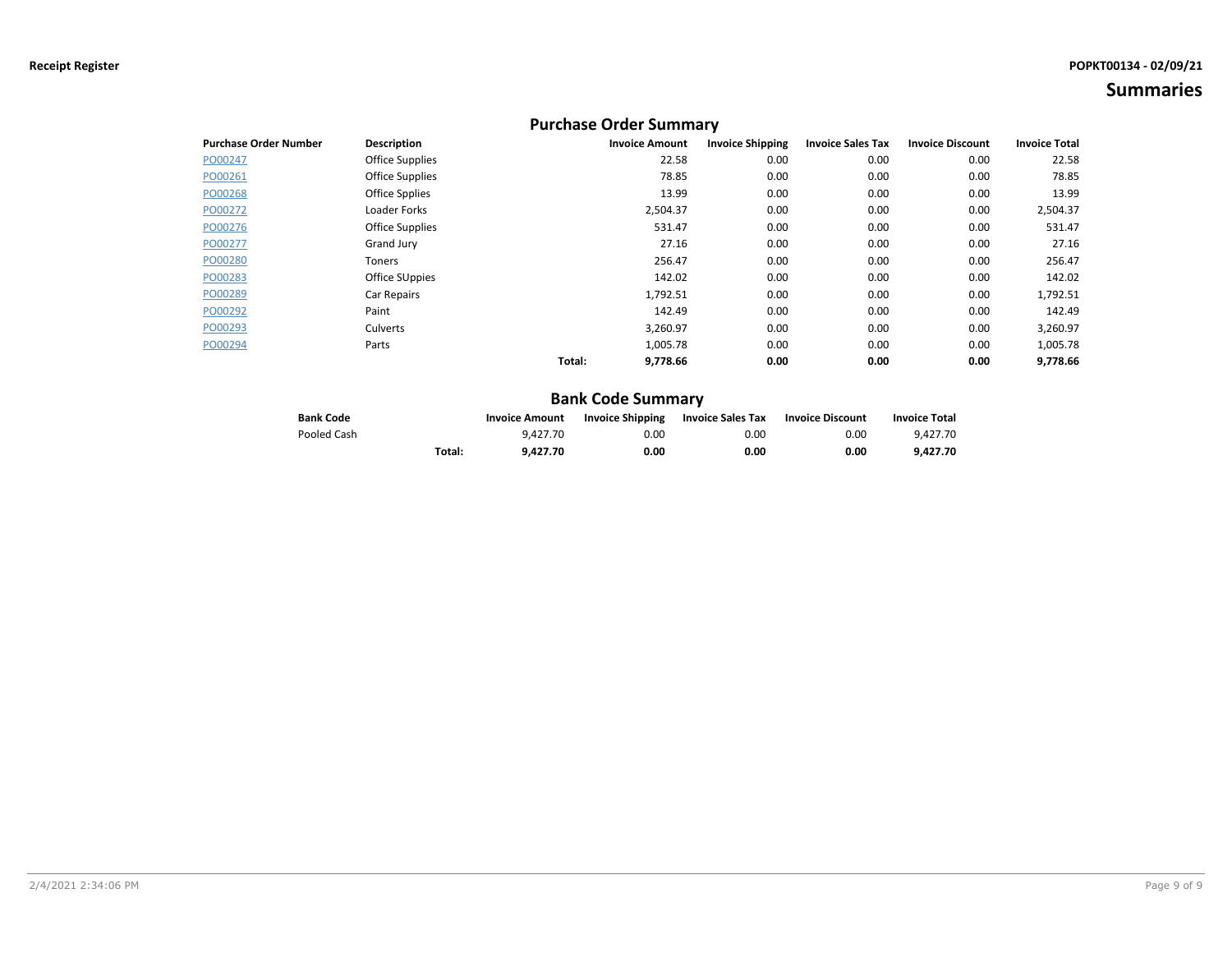Receipt Register

POPKT00134 - 02/09/21

# Summaries

## Purchase Order Summary

| Purchase Order Number | Description | | Invoice Amount | Invoice Shipping | Invoice Sales Tax | Invoice Discount | Invoice Total |
|---|---|---|---|---|---|---|---|
| PO00247 | Office Supplies | | 22.58 | 0.00 | 0.00 | 0.00 | 22.58 |
| PO00261 | Office Supplies | | 78.85 | 0.00 | 0.00 | 0.00 | 78.85 |
| PO00268 | Office Spplies | | 13.99 | 0.00 | 0.00 | 0.00 | 13.99 |
| PO00272 | Loader Forks | | 2,504.37 | 0.00 | 0.00 | 0.00 | 2,504.37 |
| PO00276 | Office Supplies | | 531.47 | 0.00 | 0.00 | 0.00 | 531.47 |
| PO00277 | Grand Jury | | 27.16 | 0.00 | 0.00 | 0.00 | 27.16 |
| PO00280 | Toners | | 256.47 | 0.00 | 0.00 | 0.00 | 256.47 |
| PO00283 | Office SUppies | | 142.02 | 0.00 | 0.00 | 0.00 | 142.02 |
| PO00289 | Car Repairs | | 1,792.51 | 0.00 | 0.00 | 0.00 | 1,792.51 |
| PO00292 | Paint | | 142.49 | 0.00 | 0.00 | 0.00 | 142.49 |
| PO00293 | Culverts | | 3,260.97 | 0.00 | 0.00 | 0.00 | 3,260.97 |
| PO00294 | Parts | | 1,005.78 | 0.00 | 0.00 | 0.00 | 1,005.78 |
| | | **Total:** | **9,778.66** | **0.00** | **0.00** | **0.00** | **9,778.66** |

## Bank Code Summary

| Bank Code | | Invoice Amount | Invoice Shipping | Invoice Sales Tax | Invoice Discount | Invoice Total |
|---|---|---|---|---|---|---|
| Pooled Cash | | 9,427.70 | 0.00 | 0.00 | 0.00 | 9,427.70 |
| | **Total:** | **9,427.70** | **0.00** | **0.00** | **0.00** | **9,427.70** |

2/4/2021 2:34:06 PM